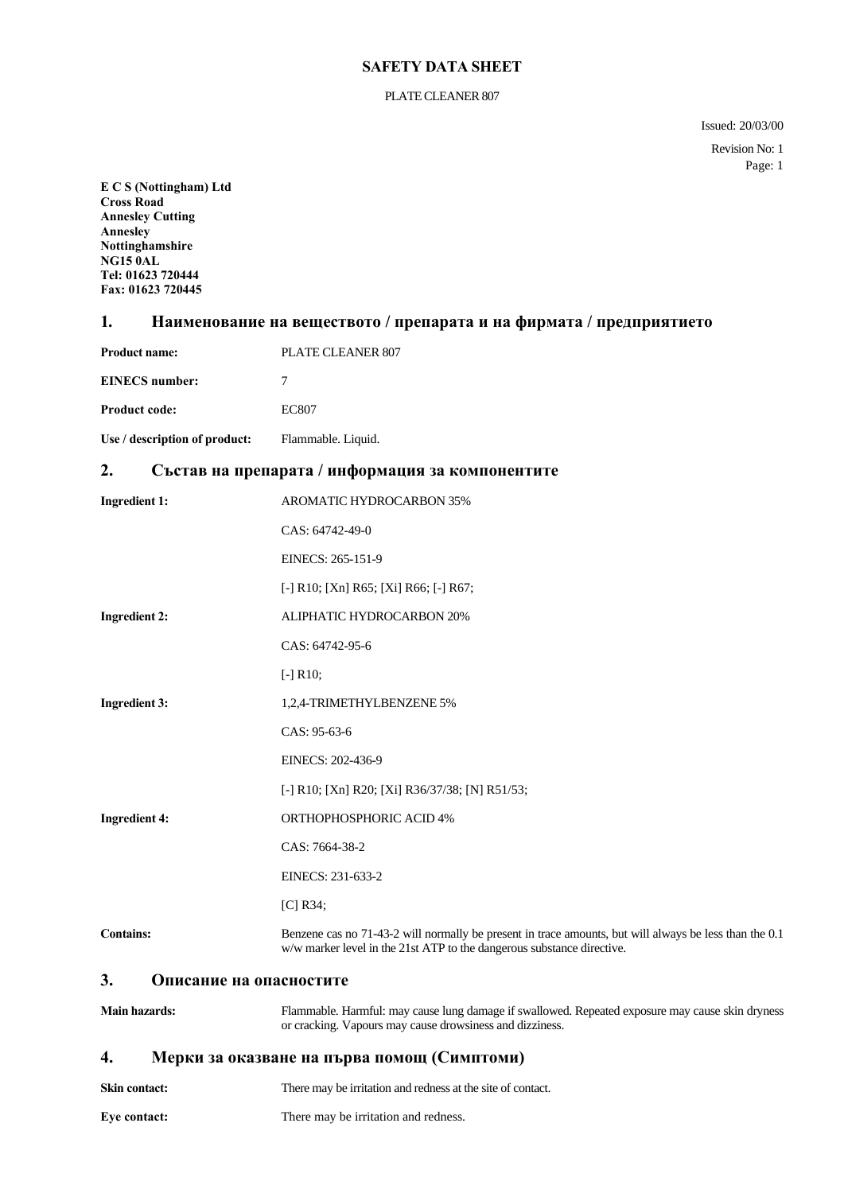# SAFETY DATA SHEET

PLATE CLEANER 807

Issued: 20/03/00

Revision No: 1

**E C S (Nottingham) Ltd**
**Cross Road**
**Annesley Cutting**
**Annesley**
**Nottinghamshire**
**NG15 0AL**
**Tel: 01623 720444**
**Fax: 01623 720445**

## 1. Наименование на веществото / препарата и на фирмата / предприятието

**Product name:** PLATE CLEANER 807

**EINECS number:** 7

**Product code:** EC807

**Use / description of product:** Flammable. Liquid.

## 2. Състав на препарата / информация за компонентите

**Ingredient 1:** AROMATIC HYDROCARBON 35%

CAS: 64742-49-0

EINECS: 265-151-9

[-] R10; [Xn] R65; [Xi] R66; [-] R67;

**Ingredient 2:** ALIPHATIC HYDROCARBON 20%

CAS: 64742-95-6

[-] R10;

**Ingredient 3:** 1,2,4-TRIMETHYLBENZENE 5%

CAS: 95-63-6

EINECS: 202-436-9

[-] R10; [Xn] R20; [Xi] R36/37/38; [N] R51/53;

**Ingredient 4:** ORTHOPHOSPHORIC ACID 4%

CAS: 7664-38-2

EINECS: 231-633-2

[C] R34;

**Contains:** Benzene cas no 71-43-2 will normally be present in trace amounts, but will always be less than the 0.1 w/w marker level in the 21st ATP to the dangerous substance directive.

## 3. Описание на опасностите

**Main hazards:** Flammable. Harmful: may cause lung damage if swallowed. Repeated exposure may cause skin dryness or cracking. Vapours may cause drowsiness and dizziness.

## 4. Мерки за оказване на първа помощ (Симптоми)

**Skin contact:** There may be irritation and redness at the site of contact.

**Eye contact:** There may be irritation and redness.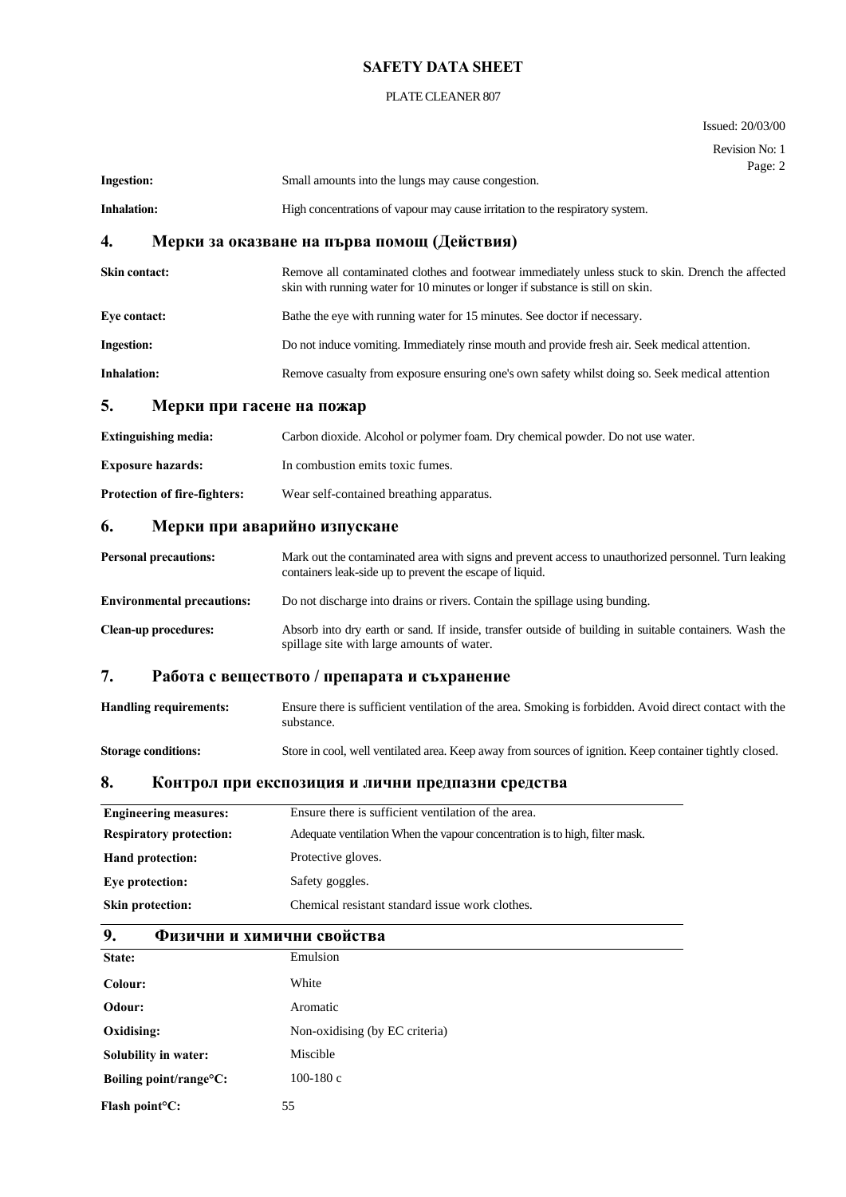**Ingestion:** Small amounts into the lungs may cause congestion.

**Inhalation:** High concentrations of vapour may cause irritation to the respiratory system.

## 4. Мерки за оказване на първа помощ (Действия)

**Skin contact:** Remove all contaminated clothes and footwear immediately unless stuck to skin. Drench the affected skin with running water for 10 minutes or longer if substance is still on skin.

**Eye contact:** Bathe the eye with running water for 15 minutes. See doctor if necessary.

**Ingestion:** Do not induce vomiting. Immediately rinse mouth and provide fresh air. Seek medical attention.

**Inhalation:** Remove casualty from exposure ensuring one's own safety whilst doing so. Seek medical attention

## 5. Мерки при гасене на пожар

**Extinguishing media:** Carbon dioxide. Alcohol or polymer foam. Dry chemical powder. Do not use water.

**Exposure hazards:** In combustion emits toxic fumes.

**Protection of fire-fighters:** Wear self-contained breathing apparatus.

## 6. Мерки при аварийно изпускане

**Personal precautions:** Mark out the contaminated area with signs and prevent access to unauthorized personnel. Turn leaking containers leak-side up to prevent the escape of liquid.

**Environmental precautions:** Do not discharge into drains or rivers. Contain the spillage using bunding.

**Clean-up procedures:** Absorb into dry earth or sand. If inside, transfer outside of building in suitable containers. Wash the spillage site with large amounts of water.

## 7. Работа с веществото / препарата и съхранение

**Handling requirements:** Ensure there is sufficient ventilation of the area. Smoking is forbidden. Avoid direct contact with the substance.

**Storage conditions:** Store in cool, well ventilated area. Keep away from sources of ignition. Keep container tightly closed.

## 8. Контрол при експозиция и лични предпазни средства

| | |
|---|---|
| **Engineering measures:** | Ensure there is sufficient ventilation of the area. |
| **Respiratory protection:** | Adequate ventilation When the vapour concentration is to high, filter mask. |
| **Hand protection:** | Protective gloves. |
| **Eye protection:** | Safety goggles. |
| **Skin protection:** | Chemical resistant standard issue work clothes. |

## 9. Физични и химични свойства

| | |
|---|---|
| **State:** | Emulsion |
| **Colour:** | White |
| **Odour:** | Aromatic |
| **Oxidising:** | Non-oxidising (by EC criteria) |
| **Solubility in water:** | Miscible |
| **Boiling point/range°C:** | 100-180 c |
| **Flash point°C:** | 55 |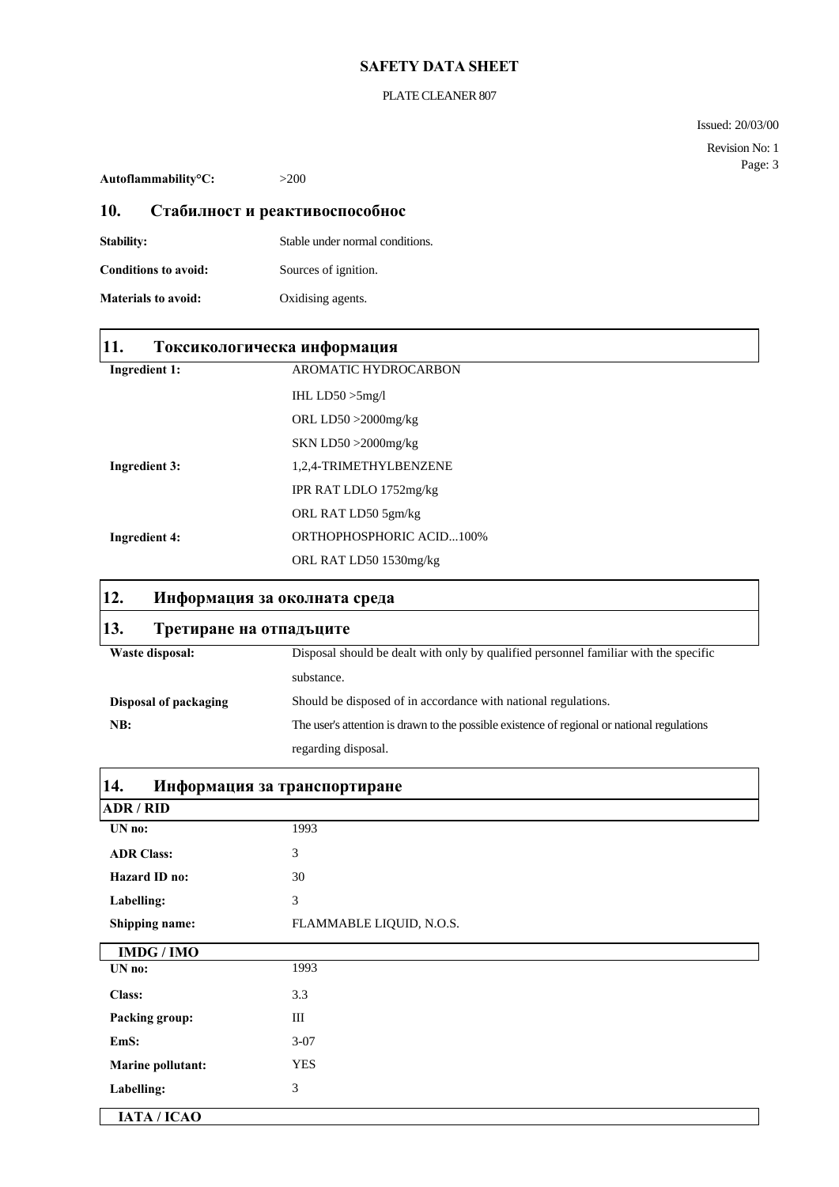**Autoflammability°C:** >200

## 10. Стабилност и реактивоспособнос

| | |
|---|---|
| **Stability:** | Stable under normal conditions. |
| **Conditions to avoid:** | Sources of ignition. |
| **Materials to avoid:** | Oxidising agents. |

## 11. Токсикологическа информация

| | |
|---|---|
| **Ingredient 1:** | AROMATIC HYDROCARBON |
| | IHL LD50 >5mg/l |
| | ORL LD50 >2000mg/kg |
| | SKN LD50 >2000mg/kg |
| **Ingredient 3:** | 1,2,4-TRIMETHYLBENZENE |
| | IPR RAT LDLO 1752mg/kg |
| | ORL RAT LD50 5gm/kg |
| **Ingredient 4:** | ORTHOPHOSPHORIC ACID...100% |
| | ORL RAT LD50 1530mg/kg |

## 12. Информация за околната среда

## 13. Третиране на отпадъците

| | |
|---|---|
| **Waste disposal:** | Disposal should be dealt with only by qualified personnel familiar with the specific substance. |
| **Disposal of packaging** | Should be disposed of in accordance with national regulations. |
| **NB:** | The user's attention is drawn to the possible existence of regional or national regulations regarding disposal. |

## 14. Информация за транспортиране

### ADR / RID

| | |
|---|---|
| **UN no:** | 1993 |
| **ADR Class:** | 3 |
| **Hazard ID no:** | 30 |
| **Labelling:** | 3 |
| **Shipping name:** | FLAMMABLE LIQUID, N.O.S. |

### IMDG / IMO

| | |
|---|---|
| **UN no:** | 1993 |
| **Class:** | 3.3 |
| **Packing group:** | III |
| **EmS:** | 3-07 |
| **Marine pollutant:** | YES |
| **Labelling:** | 3 |

### IATA / ICAO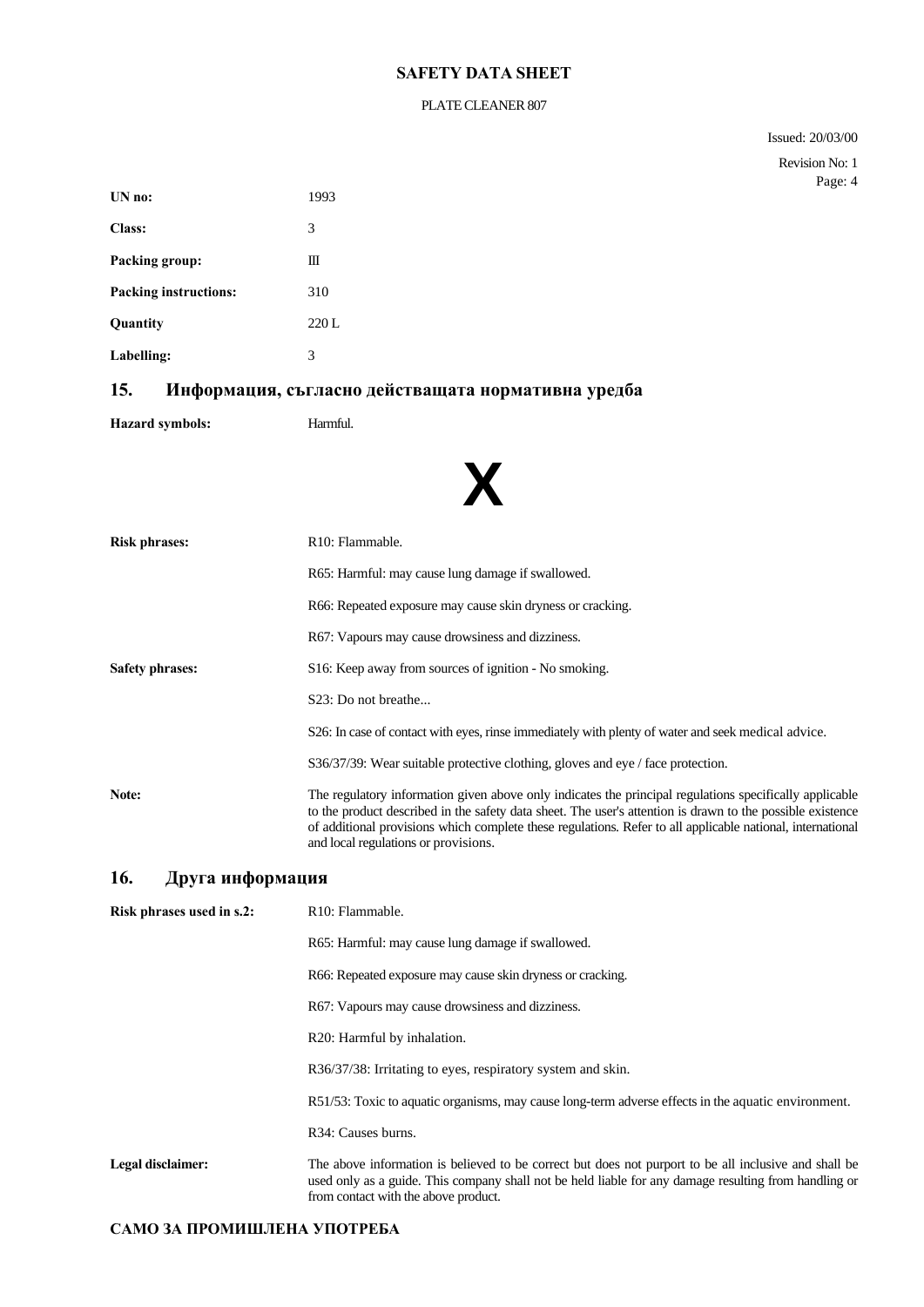| | |
|---|---|
| **UN no:** | 1993 |
| **Class:** | 3 |
| **Packing group:** | III |
| **Packing instructions:** | 310 |
| **Quantity** | 220 L |
| **Labelling:** | 3 |

## 15. Информация, съгласно действащата нормативна уредба

**Hazard symbols:** Harmful.

X

**Risk phrases:**

R10: Flammable.

R65: Harmful: may cause lung damage if swallowed.

R66: Repeated exposure may cause skin dryness or cracking.

R67: Vapours may cause drowsiness and dizziness.

**Safety phrases:**

S16: Keep away from sources of ignition - No smoking.

S23: Do not breathe...

S26: In case of contact with eyes, rinse immediately with plenty of water and seek medical advice.

S36/37/39: Wear suitable protective clothing, gloves and eye / face protection.

**Note:** The regulatory information given above only indicates the principal regulations specifically applicable to the product described in the safety data sheet. The user's attention is drawn to the possible existence of additional provisions which complete these regulations. Refer to all applicable national, international and local regulations or provisions.

## 16. Друга информация

**Risk phrases used in s.2:**

R10: Flammable.

R65: Harmful: may cause lung damage if swallowed.

R66: Repeated exposure may cause skin dryness or cracking.

R67: Vapours may cause drowsiness and dizziness.

R20: Harmful by inhalation.

R36/37/38: Irritating to eyes, respiratory system and skin.

R51/53: Toxic to aquatic organisms, may cause long-term adverse effects in the aquatic environment.

R34: Causes burns.

**Legal disclaimer:** The above information is believed to be correct but does not purport to be all inclusive and shall be used only as a guide. This company shall not be held liable for any damage resulting from handling or from contact with the above product.

**САМО ЗА ПРОМИШЛЕНА УПОТРЕБА**